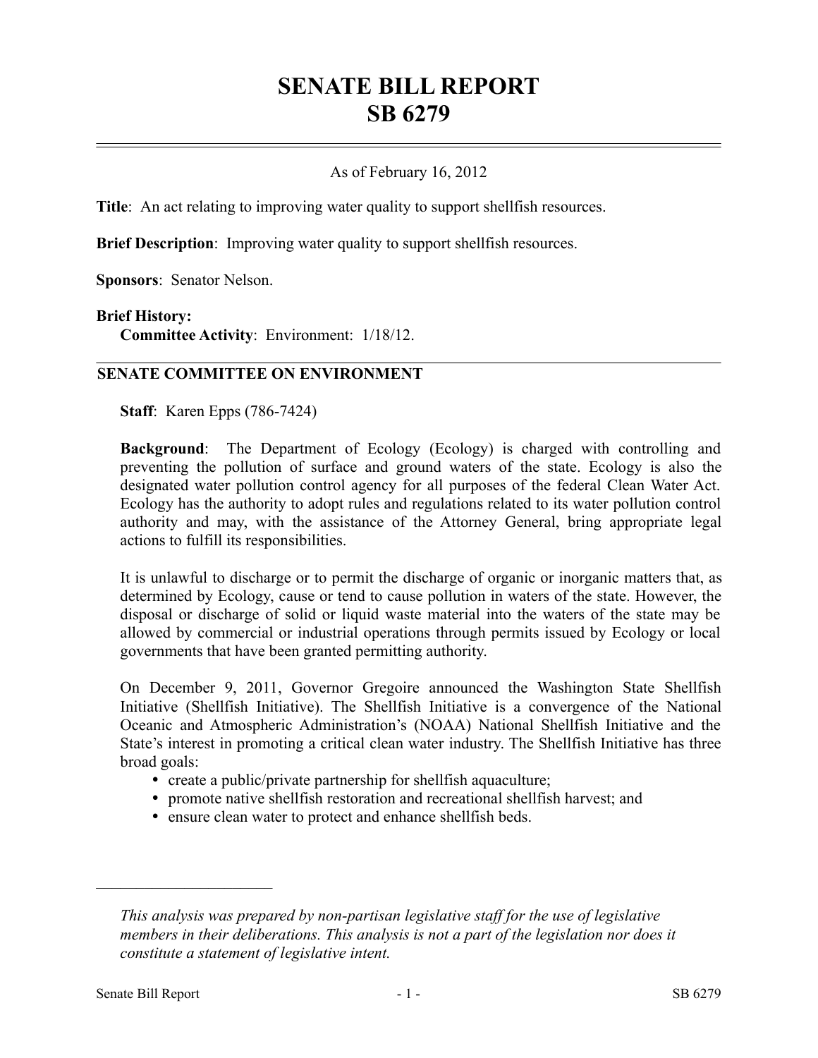# SENATE BILL REPORT
# SB 6279

As of February 16, 2012

**Title**: An act relating to improving water quality to support shellfish resources.

**Brief Description**: Improving water quality to support shellfish resources.

**Sponsors**: Senator Nelson.

**Brief History:**
**Committee Activity**: Environment: 1/18/12.

## SENATE COMMITTEE ON ENVIRONMENT

**Staff**: Karen Epps (786-7424)

**Background**: The Department of Ecology (Ecology) is charged with controlling and preventing the pollution of surface and ground waters of the state. Ecology is also the designated water pollution control agency for all purposes of the federal Clean Water Act. Ecology has the authority to adopt rules and regulations related to its water pollution control authority and may, with the assistance of the Attorney General, bring appropriate legal actions to fulfill its responsibilities.

It is unlawful to discharge or to permit the discharge of organic or inorganic matters that, as determined by Ecology, cause or tend to cause pollution in waters of the state. However, the disposal or discharge of solid or liquid waste material into the waters of the state may be allowed by commercial or industrial operations through permits issued by Ecology or local governments that have been granted permitting authority.

On December 9, 2011, Governor Gregoire announced the Washington State Shellfish Initiative (Shellfish Initiative). The Shellfish Initiative is a convergence of the National Oceanic and Atmospheric Administration's (NOAA) National Shellfish Initiative and the State's interest in promoting a critical clean water industry. The Shellfish Initiative has three broad goals:

- create a public/private partnership for shellfish aquaculture;
- promote native shellfish restoration and recreational shellfish harvest; and
- ensure clean water to protect and enhance shellfish beds.

---

*This analysis was prepared by non-partisan legislative staff for the use of legislative members in their deliberations. This analysis is not a part of the legislation nor does it constitute a statement of legislative intent.*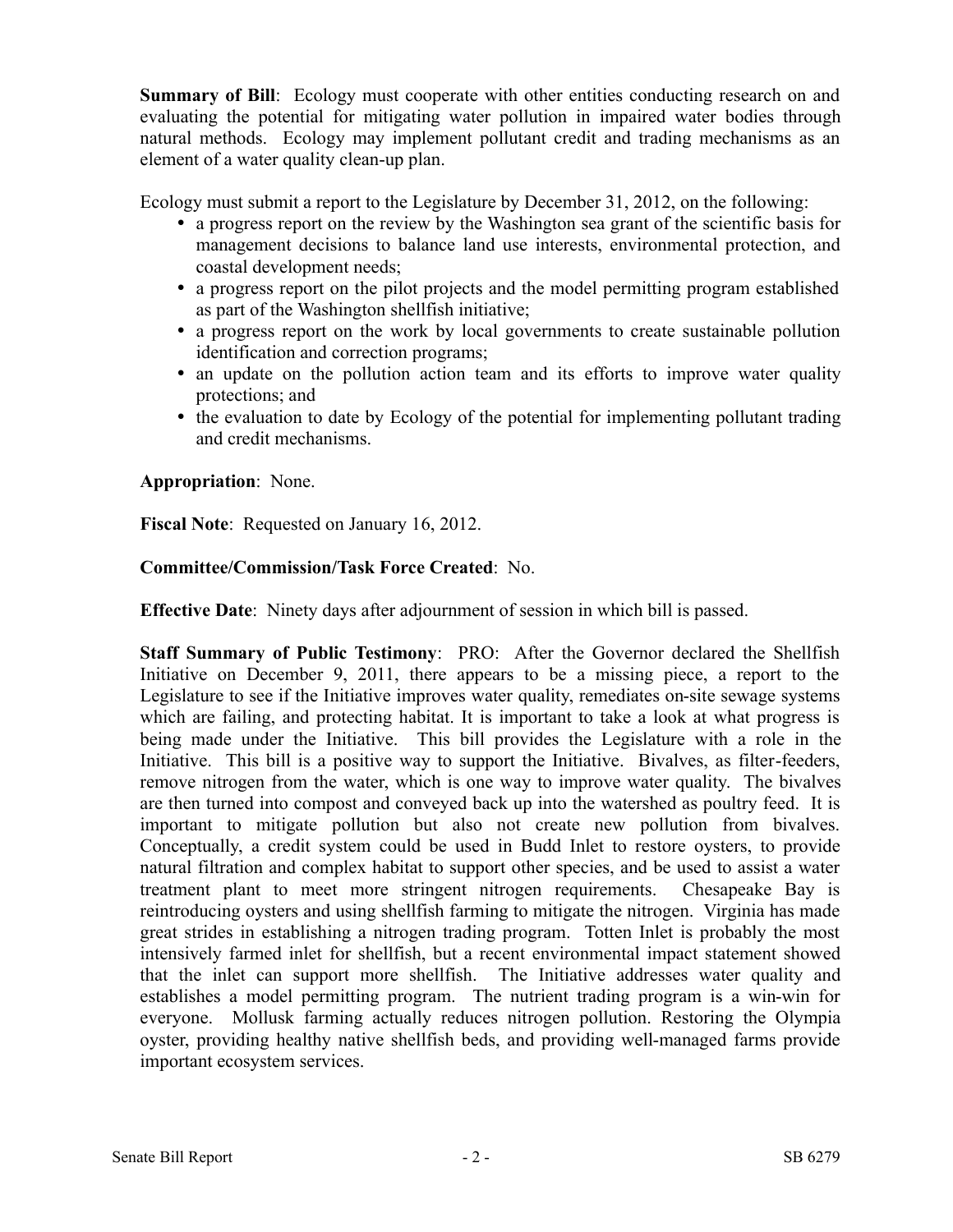**Summary of Bill**: Ecology must cooperate with other entities conducting research on and evaluating the potential for mitigating water pollution in impaired water bodies through natural methods. Ecology may implement pollutant credit and trading mechanisms as an element of a water quality clean-up plan.

Ecology must submit a report to the Legislature by December 31, 2012, on the following:

- a progress report on the review by the Washington sea grant of the scientific basis for management decisions to balance land use interests, environmental protection, and coastal development needs;
- a progress report on the pilot projects and the model permitting program established as part of the Washington shellfish initiative;
- a progress report on the work by local governments to create sustainable pollution identification and correction programs;
- an update on the pollution action team and its efforts to improve water quality protections; and
- the evaluation to date by Ecology of the potential for implementing pollutant trading and credit mechanisms.

**Appropriation**: None.

**Fiscal Note**: Requested on January 16, 2012.

**Committee/Commission/Task Force Created**: No.

**Effective Date**: Ninety days after adjournment of session in which bill is passed.

**Staff Summary of Public Testimony**: PRO: After the Governor declared the Shellfish Initiative on December 9, 2011, there appears to be a missing piece, a report to the Legislature to see if the Initiative improves water quality, remediates on-site sewage systems which are failing, and protecting habitat. It is important to take a look at what progress is being made under the Initiative. This bill provides the Legislature with a role in the Initiative. This bill is a positive way to support the Initiative. Bivalves, as filter-feeders, remove nitrogen from the water, which is one way to improve water quality. The bivalves are then turned into compost and conveyed back up into the watershed as poultry feed. It is important to mitigate pollution but also not create new pollution from bivalves. Conceptually, a credit system could be used in Budd Inlet to restore oysters, to provide natural filtration and complex habitat to support other species, and be used to assist a water treatment plant to meet more stringent nitrogen requirements. Chesapeake Bay is reintroducing oysters and using shellfish farming to mitigate the nitrogen. Virginia has made great strides in establishing a nitrogen trading program. Totten Inlet is probably the most intensively farmed inlet for shellfish, but a recent environmental impact statement showed that the inlet can support more shellfish. The Initiative addresses water quality and establishes a model permitting program. The nutrient trading program is a win-win for everyone. Mollusk farming actually reduces nitrogen pollution. Restoring the Olympia oyster, providing healthy native shellfish beds, and providing well-managed farms provide important ecosystem services.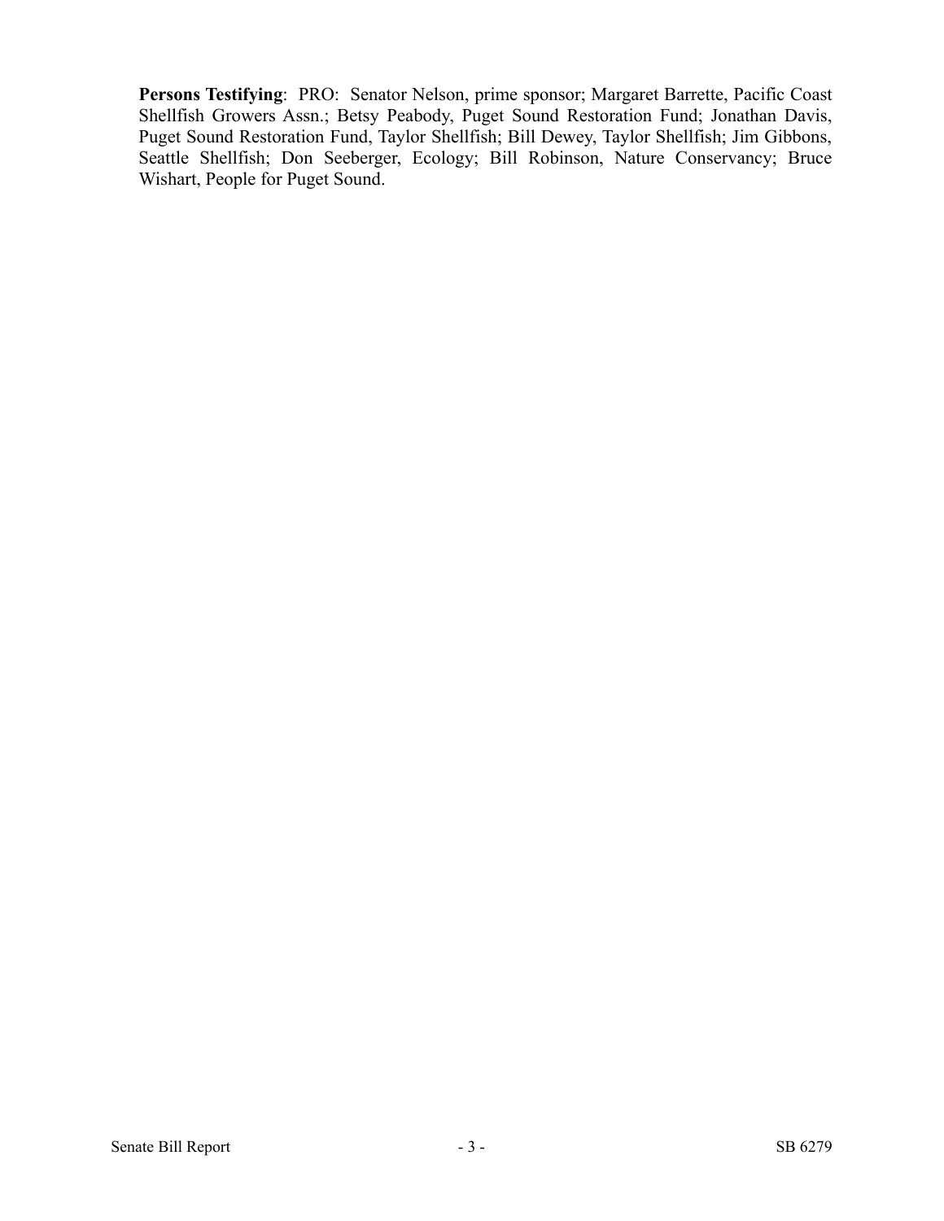**Persons Testifying**: PRO: Senator Nelson, prime sponsor; Margaret Barrette, Pacific Coast Shellfish Growers Assn.; Betsy Peabody, Puget Sound Restoration Fund; Jonathan Davis, Puget Sound Restoration Fund, Taylor Shellfish; Bill Dewey, Taylor Shellfish; Jim Gibbons, Seattle Shellfish; Don Seeberger, Ecology; Bill Robinson, Nature Conservancy; Bruce Wishart, People for Puget Sound.